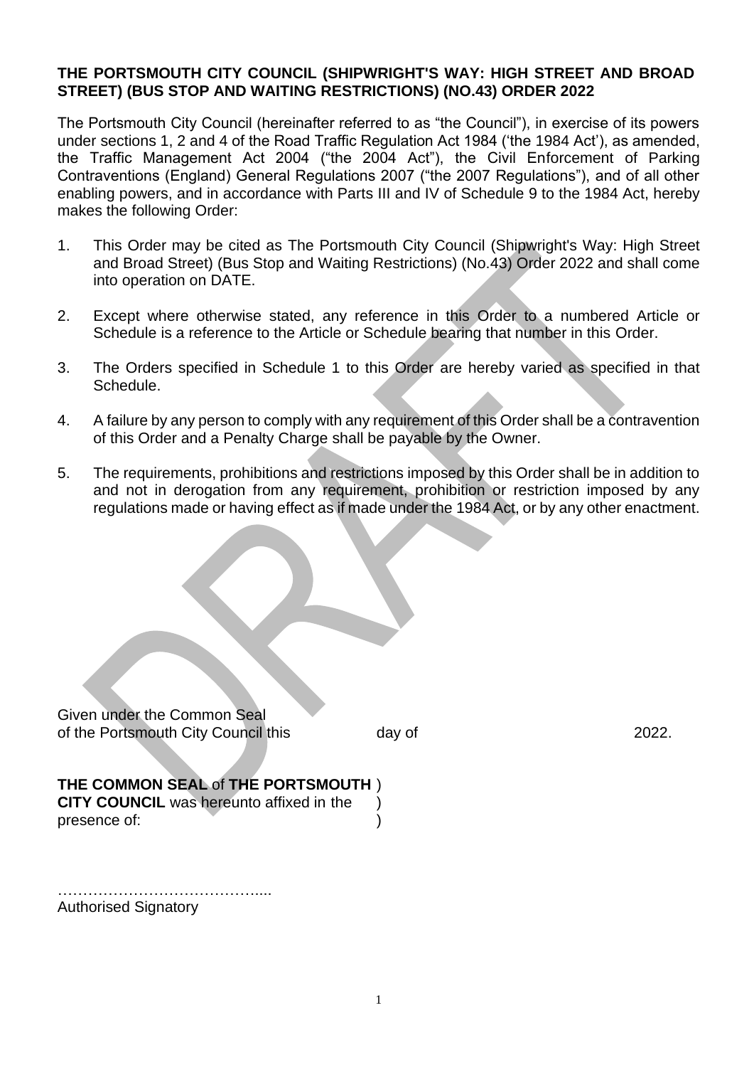**THE PORTSMOUTH CITY COUNCIL (SHIPWRIGHT'S WAY: HIGH STREET AND BROAD STREET) (BUS STOP AND WAITING RESTRICTIONS) (NO.43) ORDER 2022**

The Portsmouth City Council (hereinafter referred to as "the Council"), in exercise of its powers under sections 1, 2 and 4 of the Road Traffic Regulation Act 1984 ('the 1984 Act'), as amended, the Traffic Management Act 2004 ("the 2004 Act"), the Civil Enforcement of Parking Contraventions (England) General Regulations 2007 ("the 2007 Regulations"), and of all other enabling powers, and in accordance with Parts III and IV of Schedule 9 to the 1984 Act, hereby makes the following Order:

1. This Order may be cited as The Portsmouth City Council (Shipwright's Way: High Street and Broad Street) (Bus Stop and Waiting Restrictions) (No.43) Order 2022 and shall come into operation on DATE.

2. Except where otherwise stated, any reference in this Order to a numbered Article or Schedule is a reference to the Article or Schedule bearing that number in this Order.

3. The Orders specified in Schedule 1 to this Order are hereby varied as specified in that Schedule.

4. A failure by any person to comply with any requirement of this Order shall be a contravention of this Order and a Penalty Charge shall be payable by the Owner.

5. The requirements, prohibitions and restrictions imposed by this Order shall be in addition to and not in derogation from any requirement, prohibition or restriction imposed by any regulations made or having effect as if made under the 1984 Act, or by any other enactment.

Given under the Common Seal
of the Portsmouth City Council this day of 2022.

**THE COMMON SEAL** of **THE PORTSMOUTH** )
**CITY COUNCIL** was hereunto affixed in the )
presence of: )

…………………………………....
Authorised Signatory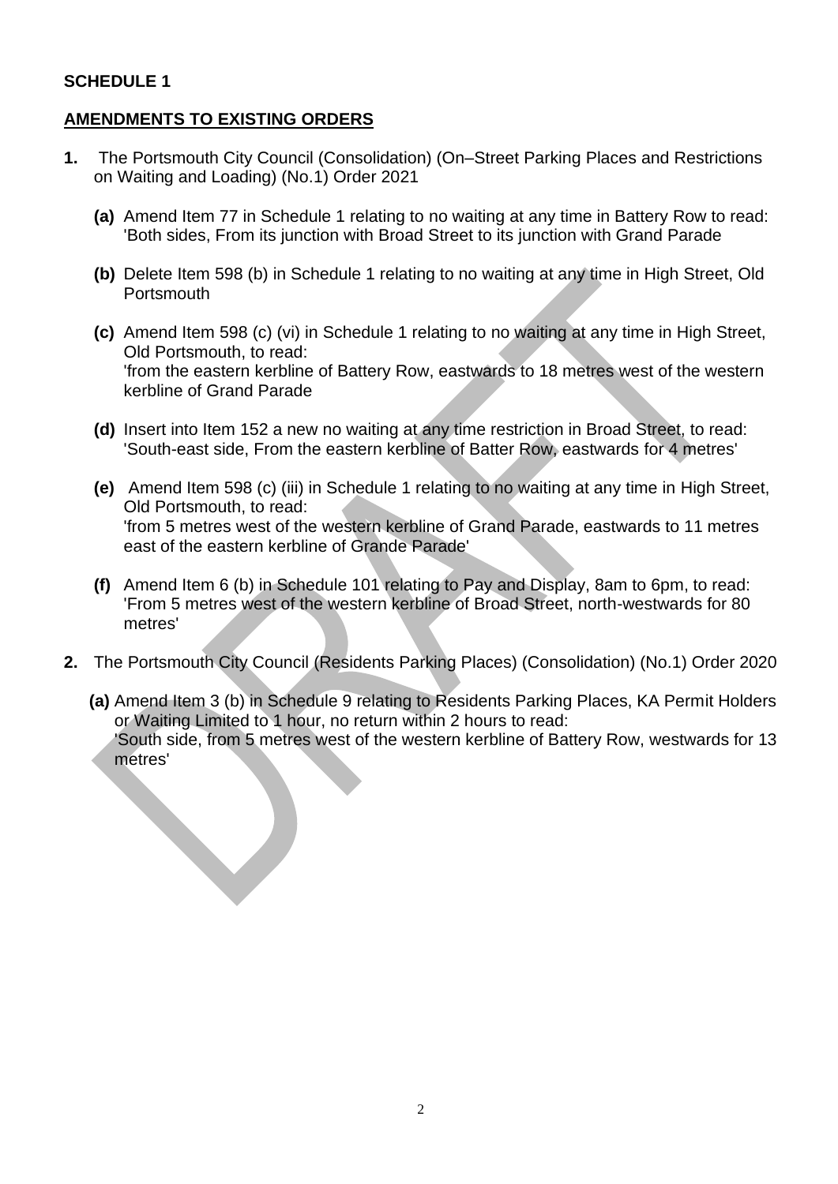**SCHEDULE 1**

**AMENDMENTS TO EXISTING ORDERS**

**1.** The Portsmouth City Council (Consolidation) (On–Street Parking Places and Restrictions on Waiting and Loading) (No.1) Order 2021

**(a)** Amend Item 77 in Schedule 1 relating to no waiting at any time in Battery Row to read: 'Both sides, From its junction with Broad Street to its junction with Grand Parade

**(b)** Delete Item 598 (b) in Schedule 1 relating to no waiting at any time in High Street, Old Portsmouth

**(c)** Amend Item 598 (c) (vi) in Schedule 1 relating to no waiting at any time in High Street, Old Portsmouth, to read:
'from the eastern kerbline of Battery Row, eastwards to 18 metres west of the western kerbline of Grand Parade

**(d)** Insert into Item 152 a new no waiting at any time restriction in Broad Street, to read: 'South-east side, From the eastern kerbline of Batter Row, eastwards for 4 metres'

**(e)** Amend Item 598 (c) (iii) in Schedule 1 relating to no waiting at any time in High Street, Old Portsmouth, to read:
'from 5 metres west of the western kerbline of Grand Parade, eastwards to 11 metres east of the eastern kerbline of Grande Parade'

**(f)** Amend Item 6 (b) in Schedule 101 relating to Pay and Display, 8am to 6pm, to read: 'From 5 metres west of the western kerbline of Broad Street, north-westwards for 80 metres'

**2.** The Portsmouth City Council (Residents Parking Places) (Consolidation) (No.1) Order 2020

**(a)** Amend Item 3 (b) in Schedule 9 relating to Residents Parking Places, KA Permit Holders or Waiting Limited to 1 hour, no return within 2 hours to read:
'South side, from 5 metres west of the western kerbline of Battery Row, westwards for 13 metres'